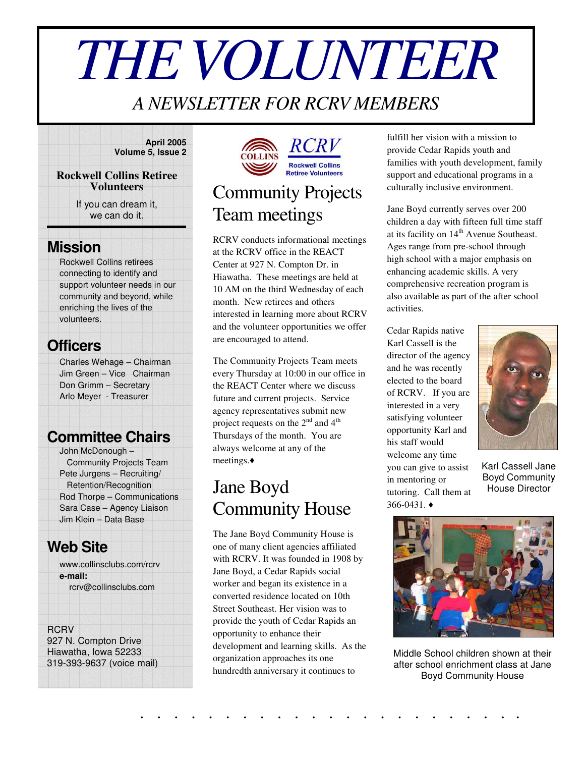# THE VOLUNTEER

*A NEWSLETTER FOR RCRV MEMBERS*

**April 2005**
**Volume 5, Issue 2**

**Rockwell Collins Retiree Volunteers**

If you can dream it, we can do it.

## Mission

Rockwell Collins retirees connecting to identify and support volunteer needs in our community and beyond, while enriching the lives of the volunteers.

## Officers

Charles Wehage – Chairman
Jim Green – Vice Chairman
Don Grimm – Secretary
Arlo Meyer - Treasurer

## Committee Chairs

John McDonough – Community Projects Team
Pete Jurgens – Recruiting/Retention/Recognition
Rod Thorpe – Communications
Sara Case – Agency Liaison
Jim Klein – Data Base

## Web Site

www.collinsclubs.com/rcrv
**e-mail:**
rcrv@collinsclubs.com

RCRV
927 N. Compton Drive
Hiawatha, Iowa 52233
319-393-9637 (voice mail)

# Community Projects Team meetings

RCRV conducts informational meetings at the RCRV office in the REACT Center at 927 N. Compton Dr. in Hiawatha. These meetings are held at 10 AM on the third Wednesday of each month. New retirees and others interested in learning more about RCRV and the volunteer opportunities we offer are encouraged to attend.

The Community Projects Team meets every Thursday at 10:00 in our office in the REACT Center where we discuss future and current projects. Service agency representatives submit new project requests on the 2nd and 4th Thursdays of the month. You are always welcome at any of the meetings.♦

# Jane Boyd Community House

The Jane Boyd Community House is one of many client agencies affiliated with RCRV. It was founded in 1908 by Jane Boyd, a Cedar Rapids social worker and began its existence in a converted residence located on 10th Street Southeast. Her vision was to provide the youth of Cedar Rapids an opportunity to enhance their development and learning skills. As the organization approaches its one hundredth anniversary it continues to fulfill her vision with a mission to provide Cedar Rapids youth and families with youth development, family support and educational programs in a culturally inclusive environment.

Jane Boyd currently serves over 200 children a day with fifteen full time staff at its facility on 14th Avenue Southeast. Ages range from pre-school through high school with a major emphasis on enhancing academic skills. A very comprehensive recreation program is also available as part of the after school activities.

Cedar Rapids native Karl Cassell is the director of the agency and he was recently elected to the board of RCRV. If you are interested in a very satisfying volunteer opportunity Karl and his staff would welcome any time you can give to assist in mentoring or tutoring. Call them at 366-0431. ♦

Karl Cassell Jane Boyd Community House Director

Middle School children shown at their after school enrichment class at Jane Boyd Community House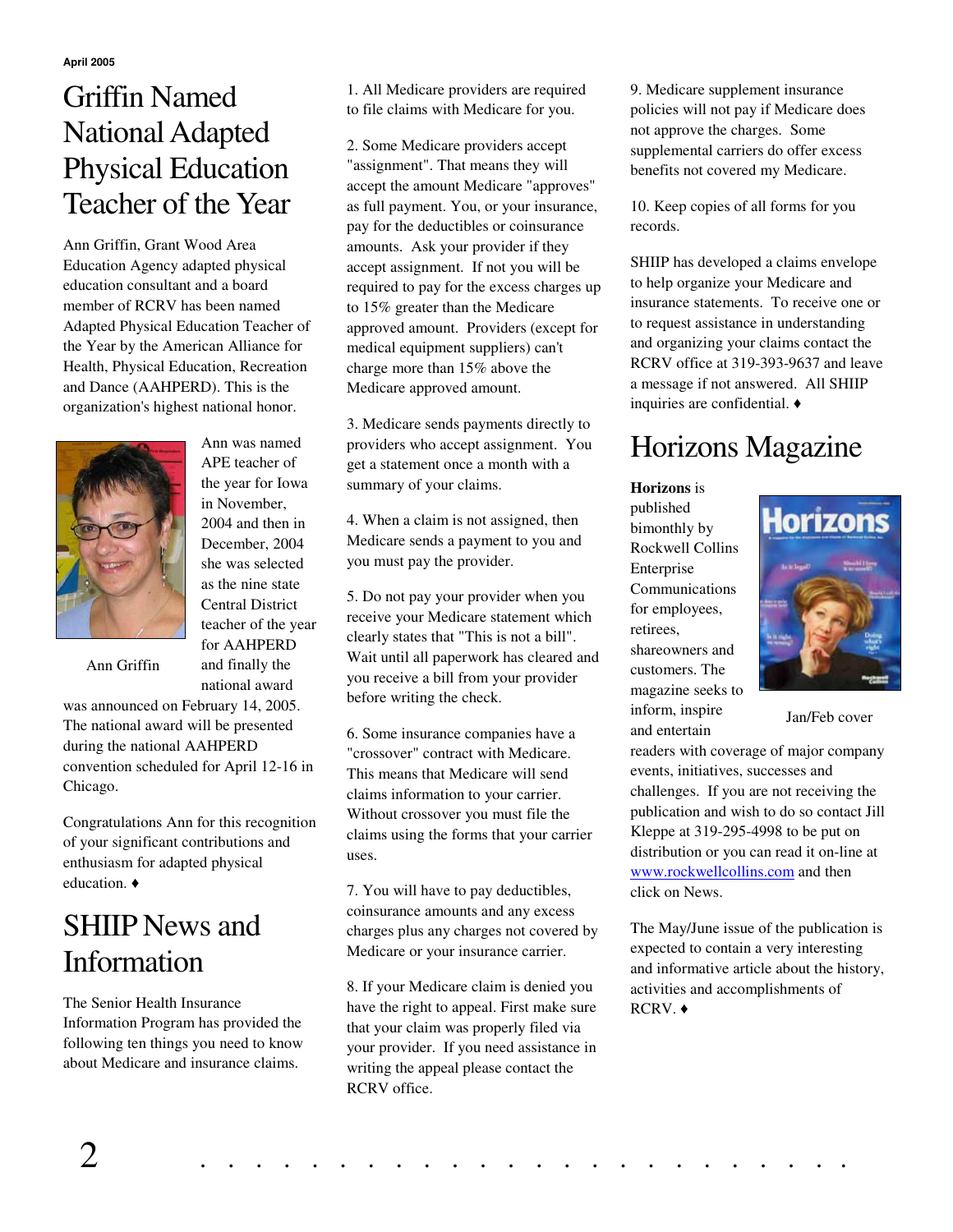# Griffin Named National Adapted Physical Education Teacher of the Year

Ann Griffin, Grant Wood Area Education Agency adapted physical education consultant and a board member of RCRV has been named Adapted Physical Education Teacher of the Year by the American Alliance for Health, Physical Education, Recreation and Dance (AAHPERD). This is the organization's highest national honor.

Ann Griffin

Ann was named APE teacher of the year for Iowa in November, 2004 and then in December, 2004 she was selected as the nine state Central District teacher of the year for AAHPERD and finally the national award was announced on February 14, 2005. The national award will be presented during the national AAHPERD convention scheduled for April 12-16 in Chicago.

Congratulations Ann for this recognition of your significant contributions and enthusiasm for adapted physical education. ♦

# SHIIP News and Information

The Senior Health Insurance Information Program has provided the following ten things you need to know about Medicare and insurance claims.

1. All Medicare providers are required to file claims with Medicare for you.

2. Some Medicare providers accept "assignment". That means they will accept the amount Medicare "approves" as full payment. You, or your insurance, pay for the deductibles or coinsurance amounts. Ask your provider if they accept assignment. If not you will be required to pay for the excess charges up to 15% greater than the Medicare approved amount. Providers (except for medical equipment suppliers) can't charge more than 15% above the Medicare approved amount.

3. Medicare sends payments directly to providers who accept assignment. You get a statement once a month with a summary of your claims.

4. When a claim is not assigned, then Medicare sends a payment to you and you must pay the provider.

5. Do not pay your provider when you receive your Medicare statement which clearly states that "This is not a bill". Wait until all paperwork has cleared and you receive a bill from your provider before writing the check.

6. Some insurance companies have a "crossover" contract with Medicare. This means that Medicare will send claims information to your carrier. Without crossover you must file the claims using the forms that your carrier uses.

7. You will have to pay deductibles, coinsurance amounts and any excess charges plus any charges not covered by Medicare or your insurance carrier.

8. If your Medicare claim is denied you have the right to appeal. First make sure that your claim was properly filed via your provider. If you need assistance in writing the appeal please contact the RCRV office.

9. Medicare supplement insurance policies will not pay if Medicare does not approve the charges. Some supplemental carriers do offer excess benefits not covered my Medicare.

10. Keep copies of all forms for you records.

SHIIP has developed a claims envelope to help organize your Medicare and insurance statements. To receive one or to request assistance in understanding and organizing your claims contact the RCRV office at 319-393-9637 and leave a message if not answered. All SHIIP inquiries are confidential. ♦

# Horizons Magazine

**Horizons** is published bimonthly by Rockwell Collins Enterprise Communications for employees, retirees, shareowners and customers. The magazine seeks to inform, inspire and entertain readers with coverage of major company events, initiatives, successes and challenges. If you are not receiving the publication and wish to do so contact Jill Kleppe at 319-295-4998 to be put on distribution or you can read it on-line at www.rockwellcollins.com and then click on News.

Jan/Feb cover

The May/June issue of the publication is expected to contain a very interesting and informative article about the history, activities and accomplishments of RCRV. ♦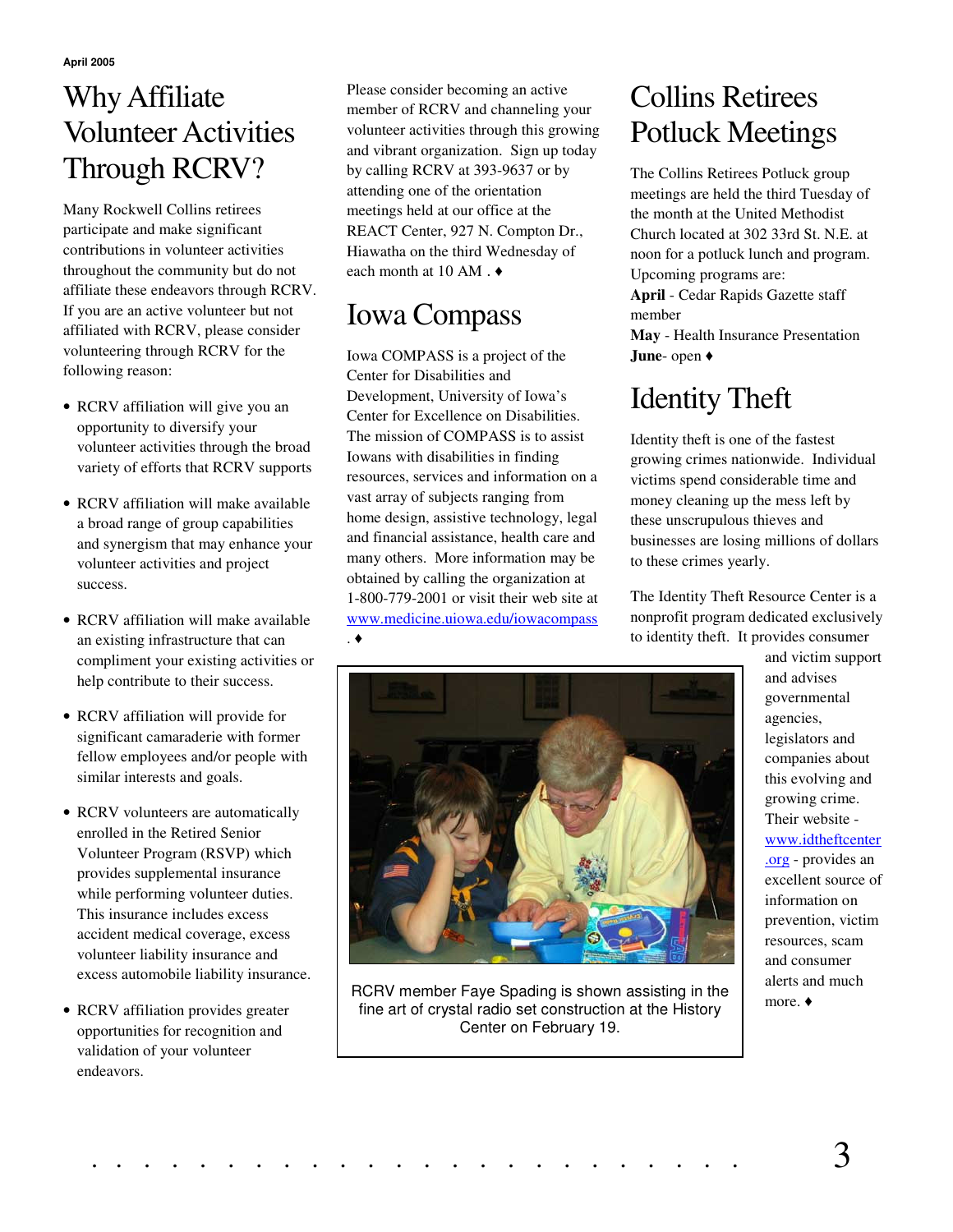# Why Affiliate Volunteer Activities Through RCRV?

Many Rockwell Collins retirees participate and make significant contributions in volunteer activities throughout the community but do not affiliate these endeavors through RCRV. If you are an active volunteer but not affiliated with RCRV, please consider volunteering through RCRV for the following reason:

- RCRV affiliation will give you an opportunity to diversify your volunteer activities through the broad variety of efforts that RCRV supports
- RCRV affiliation will make available a broad range of group capabilities and synergism that may enhance your volunteer activities and project success.
- RCRV affiliation will make available an existing infrastructure that can compliment your existing activities or help contribute to their success.
- RCRV affiliation will provide for significant camaraderie with former fellow employees and/or people with similar interests and goals.
- RCRV volunteers are automatically enrolled in the Retired Senior Volunteer Program (RSVP) which provides supplemental insurance while performing volunteer duties. This insurance includes excess accident medical coverage, excess volunteer liability insurance and excess automobile liability insurance.
- RCRV affiliation provides greater opportunities for recognition and validation of your volunteer endeavors.

Please consider becoming an active member of RCRV and channeling your volunteer activities through this growing and vibrant organization. Sign up today by calling RCRV at 393-9637 or by attending one of the orientation meetings held at our office at the REACT Center, 927 N. Compton Dr., Hiawatha on the third Wednesday of each month at 10 AM . ♦

# Iowa Compass

Iowa COMPASS is a project of the Center for Disabilities and Development, University of Iowa's Center for Excellence on Disabilities. The mission of COMPASS is to assist Iowans with disabilities in finding resources, services and information on a vast array of subjects ranging from home design, assistive technology, legal and financial assistance, health care and many others. More information may be obtained by calling the organization at 1-800-779-2001 or visit their web site at www.medicine.uiowa.edu/iowacompass . ♦

RCRV member Faye Spading is shown assisting in the fine art of crystal radio set construction at the History Center on February 19.

# Collins Retirees Potluck Meetings

The Collins Retirees Potluck group meetings are held the third Tuesday of the month at the United Methodist Church located at 302 33rd St. N.E. at noon for a potluck lunch and program. Upcoming programs are:

**April** - Cedar Rapids Gazette staff member

**May** - Health Insurance Presentation

**June**- open ♦

# Identity Theft

Identity theft is one of the fastest growing crimes nationwide. Individual victims spend considerable time and money cleaning up the mess left by these unscrupulous thieves and businesses are losing millions of dollars to these crimes yearly.

The Identity Theft Resource Center is a nonprofit program dedicated exclusively to identity theft. It provides consumer and victim support and advises governmental agencies, legislators and companies about this evolving and growing crime. Their website - www.idtheftcenter.org - provides an excellent source of information on prevention, victim resources, scam and consumer alerts and much more. ♦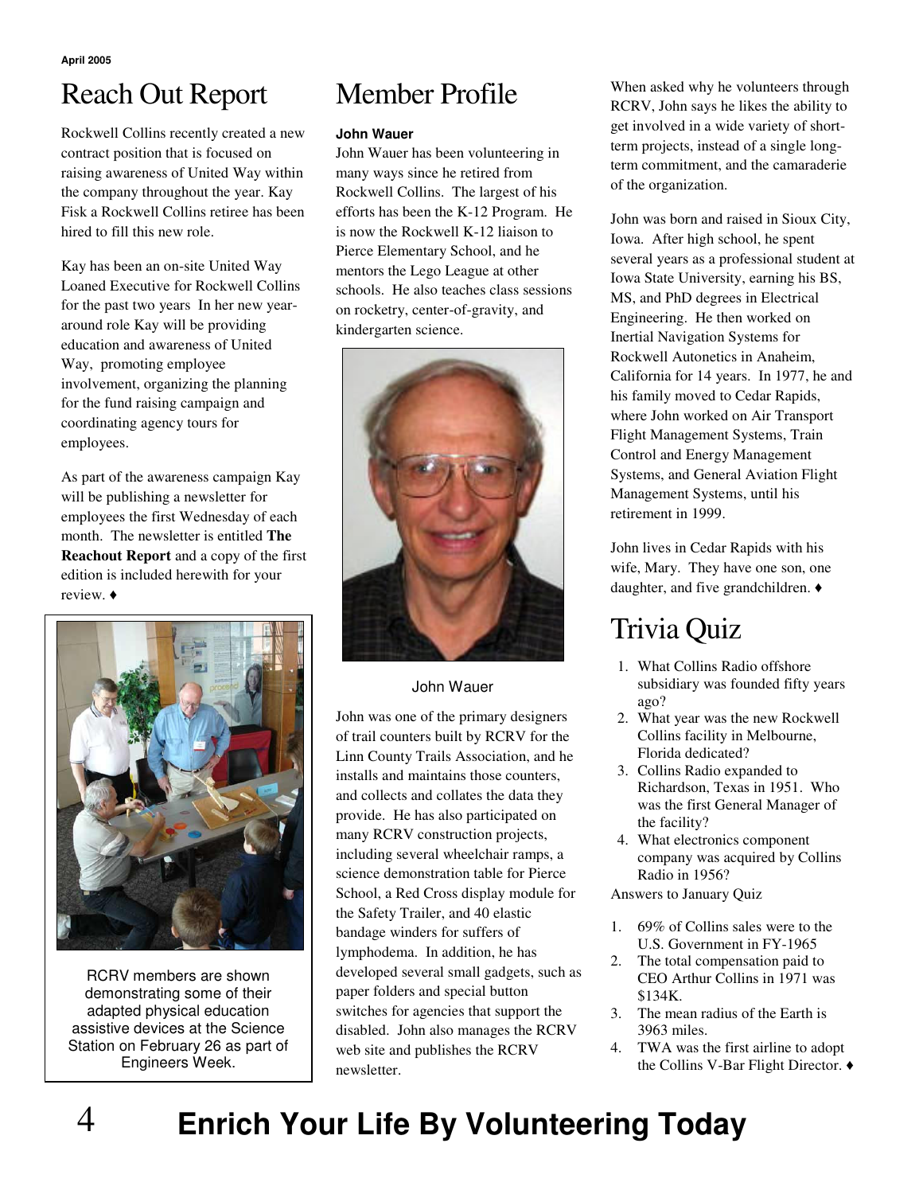# Reach Out Report

Rockwell Collins recently created a new contract position that is focused on raising awareness of United Way within the company throughout the year. Kay Fisk a Rockwell Collins retiree has been hired to fill this new role.

Kay has been an on-site United Way Loaned Executive for Rockwell Collins for the past two years In her new year-around role Kay will be providing education and awareness of United Way, promoting employee involvement, organizing the planning for the fund raising campaign and coordinating agency tours for employees.

As part of the awareness campaign Kay will be publishing a newsletter for employees the first Wednesday of each month. The newsletter is entitled **The Reachout Report** and a copy of the first edition is included herewith for your review. ♦

RCRV members are shown demonstrating some of their adapted physical education assistive devices at the Science Station on February 26 as part of Engineers Week.

# Member Profile

**John Wauer**

John Wauer has been volunteering in many ways since he retired from Rockwell Collins. The largest of his efforts has been the K-12 Program. He is now the Rockwell K-12 liaison to Pierce Elementary School, and he mentors the Lego League at other schools. He also teaches class sessions on rocketry, center-of-gravity, and kindergarten science.

John Wauer

John was one of the primary designers of trail counters built by RCRV for the Linn County Trails Association, and he installs and maintains those counters, and collects and collates the data they provide. He has also participated on many RCRV construction projects, including several wheelchair ramps, a science demonstration table for Pierce School, a Red Cross display module for the Safety Trailer, and 40 elastic bandage winders for suffers of lymphodema. In addition, he has developed several small gadgets, such as paper folders and special button switches for agencies that support the disabled. John also manages the RCRV web site and publishes the RCRV newsletter.

When asked why he volunteers through RCRV, John says he likes the ability to get involved in a wide variety of short-term projects, instead of a single long-term commitment, and the camaraderie of the organization.

John was born and raised in Sioux City, Iowa. After high school, he spent several years as a professional student at Iowa State University, earning his BS, MS, and PhD degrees in Electrical Engineering. He then worked on Inertial Navigation Systems for Rockwell Autonetics in Anaheim, California for 14 years. In 1977, he and his family moved to Cedar Rapids, where John worked on Air Transport Flight Management Systems, Train Control and Energy Management Systems, and General Aviation Flight Management Systems, until his retirement in 1999.

John lives in Cedar Rapids with his wife, Mary. They have one son, one daughter, and five grandchildren. ♦

# Trivia Quiz

1. What Collins Radio offshore subsidiary was founded fifty years ago?
2. What year was the new Rockwell Collins facility in Melbourne, Florida dedicated?
3. Collins Radio expanded to Richardson, Texas in 1951. Who was the first General Manager of the facility?
4. What electronics component company was acquired by Collins Radio in 1956?

Answers to January Quiz

1. 69% of Collins sales were to the U.S. Government in FY-1965
2. The total compensation paid to CEO Arthur Collins in 1971 was $134K.
3. The mean radius of the Earth is 3963 miles.
4. TWA was the first airline to adopt the Collins V-Bar Flight Director. ♦

**Enrich Your Life By Volunteering Today**